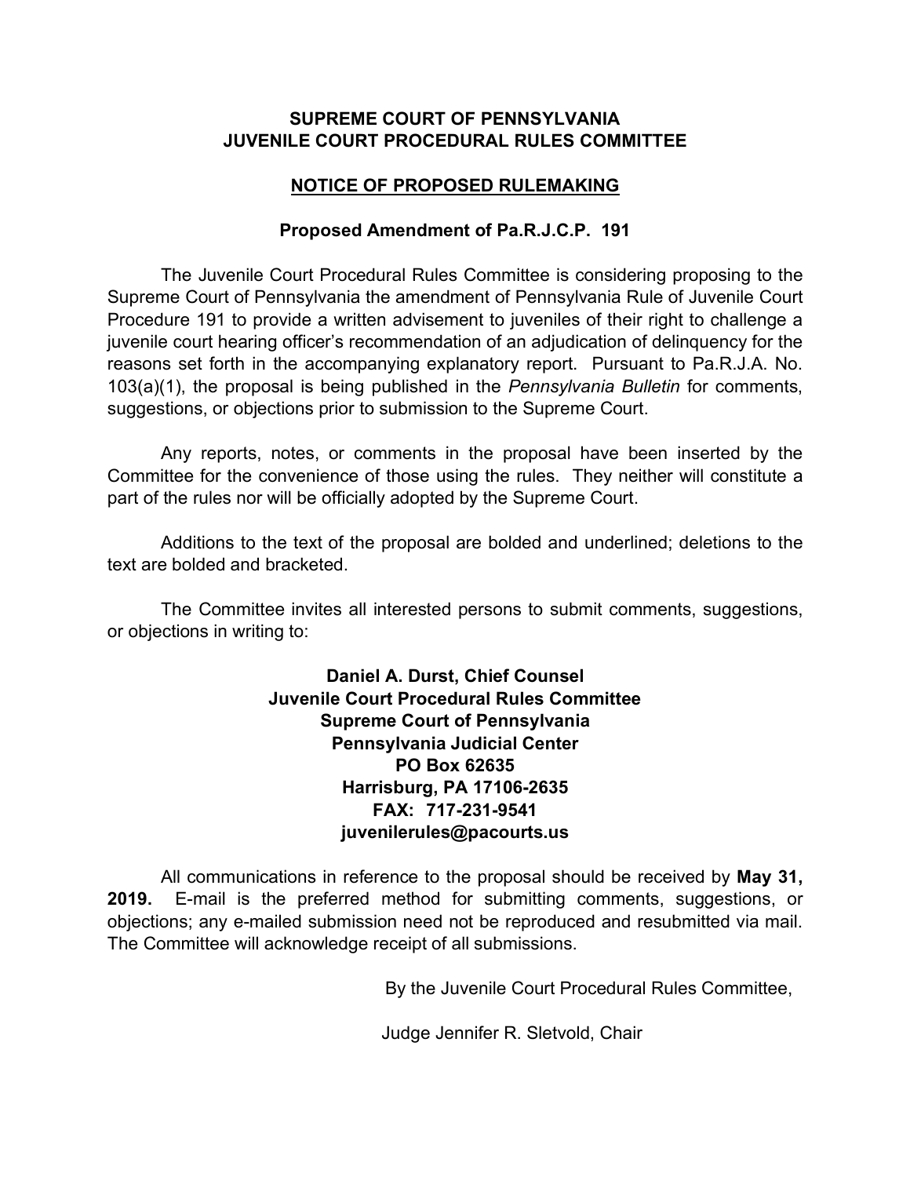**SUPREME COURT OF PENNSYLVANIA**
**JUVENILE COURT PROCEDURAL RULES COMMITTEE**

**NOTICE OF PROPOSED RULEMAKING**

**Proposed Amendment of Pa.R.J.C.P. 191**

The Juvenile Court Procedural Rules Committee is considering proposing to the Supreme Court of Pennsylvania the amendment of Pennsylvania Rule of Juvenile Court Procedure 191 to provide a written advisement to juveniles of their right to challenge a juvenile court hearing officer's recommendation of an adjudication of delinquency for the reasons set forth in the accompanying explanatory report. Pursuant to Pa.R.J.A. No. 103(a)(1), the proposal is being published in the *Pennsylvania Bulletin* for comments, suggestions, or objections prior to submission to the Supreme Court.

Any reports, notes, or comments in the proposal have been inserted by the Committee for the convenience of those using the rules. They neither will constitute a part of the rules nor will be officially adopted by the Supreme Court.

Additions to the text of the proposal are bolded and underlined; deletions to the text are bolded and bracketed.

The Committee invites all interested persons to submit comments, suggestions, or objections in writing to:

**Daniel A. Durst, Chief Counsel**
**Juvenile Court Procedural Rules Committee**
**Supreme Court of Pennsylvania**
**Pennsylvania Judicial Center**
**PO Box 62635**
**Harrisburg, PA 17106-2635**
**FAX: 717-231-9541**
**juvenilerules@pacourts.us**

All communications in reference to the proposal should be received by **May 31, 2019.** E-mail is the preferred method for submitting comments, suggestions, or objections; any e-mailed submission need not be reproduced and resubmitted via mail. The Committee will acknowledge receipt of all submissions.

By the Juvenile Court Procedural Rules Committee,

Judge Jennifer R. Sletvold, Chair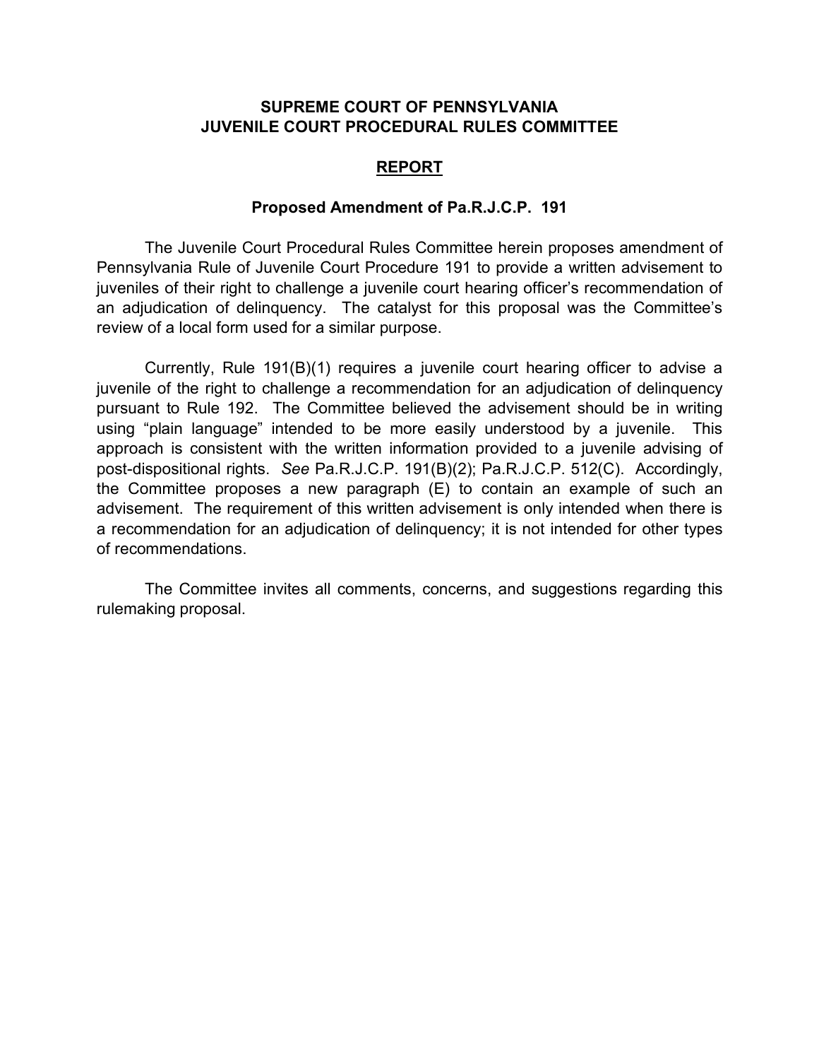**SUPREME COURT OF PENNSYLVANIA**
**JUVENILE COURT PROCEDURAL RULES COMMITTEE**

## REPORT

### Proposed Amendment of Pa.R.J.C.P. 191

The Juvenile Court Procedural Rules Committee herein proposes amendment of Pennsylvania Rule of Juvenile Court Procedure 191 to provide a written advisement to juveniles of their right to challenge a juvenile court hearing officer's recommendation of an adjudication of delinquency. The catalyst for this proposal was the Committee's review of a local form used for a similar purpose.

Currently, Rule 191(B)(1) requires a juvenile court hearing officer to advise a juvenile of the right to challenge a recommendation for an adjudication of delinquency pursuant to Rule 192. The Committee believed the advisement should be in writing using "plain language" intended to be more easily understood by a juvenile. This approach is consistent with the written information provided to a juvenile advising of post-dispositional rights. *See* Pa.R.J.C.P. 191(B)(2); Pa.R.J.C.P. 512(C). Accordingly, the Committee proposes a new paragraph (E) to contain an example of such an advisement. The requirement of this written advisement is only intended when there is a recommendation for an adjudication of delinquency; it is not intended for other types of recommendations.

The Committee invites all comments, concerns, and suggestions regarding this rulemaking proposal.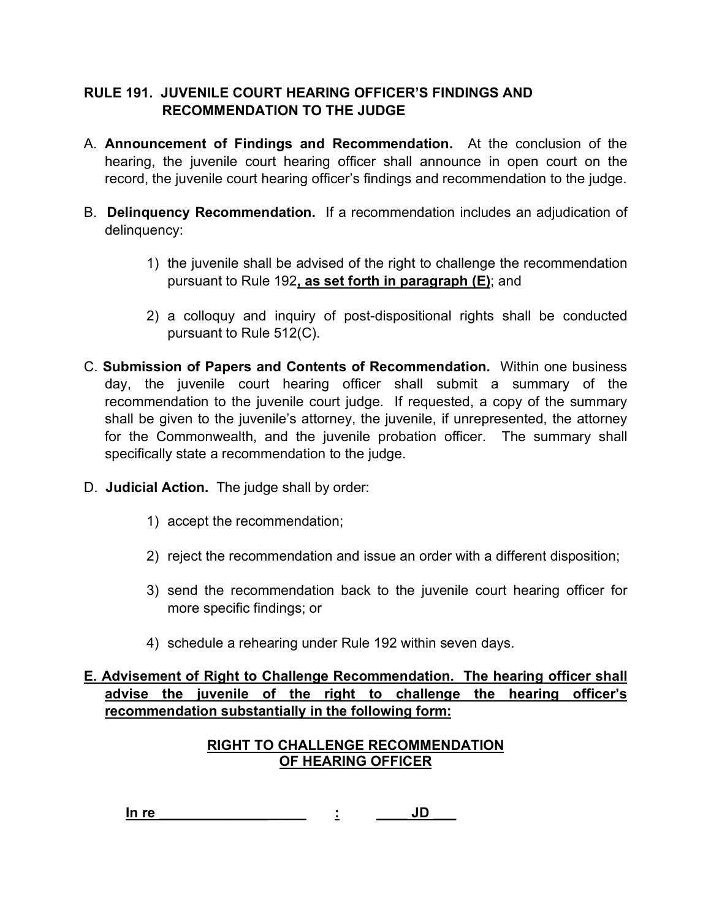## RULE 191. JUVENILE COURT HEARING OFFICER'S FINDINGS AND RECOMMENDATION TO THE JUDGE

A. **Announcement of Findings and Recommendation.** At the conclusion of the hearing, the juvenile court hearing officer shall announce in open court on the record, the juvenile court hearing officer's findings and recommendation to the judge.

B. **Delinquency Recommendation.** If a recommendation includes an adjudication of delinquency:

1) the juvenile shall be advised of the right to challenge the recommendation pursuant to Rule 192**<u>, as set forth in paragraph (E)</u>**; and

2) a colloquy and inquiry of post-dispositional rights shall be conducted pursuant to Rule 512(C).

C. **Submission of Papers and Contents of Recommendation.** Within one business day, the juvenile court hearing officer shall submit a summary of the recommendation to the juvenile court judge. If requested, a copy of the summary shall be given to the juvenile's attorney, the juvenile, if unrepresented, the attorney for the Commonwealth, and the juvenile probation officer. The summary shall specifically state a recommendation to the judge.

D. **Judicial Action.** The judge shall by order:

1) accept the recommendation;

2) reject the recommendation and issue an order with a different disposition;

3) send the recommendation back to the juvenile court hearing officer for more specific findings; or

4) schedule a rehearing under Rule 192 within seven days.

**<u>E. Advisement of Right to Challenge Recommendation. The hearing officer shall advise the juvenile of the right to challenge the hearing officer's recommendation substantially in the following form:</u>**

**<u>RIGHT TO CHALLENGE RECOMMENDATION OF HEARING OFFICER</u>**

**<u>In re ____________________ : ____ JD ___</u>**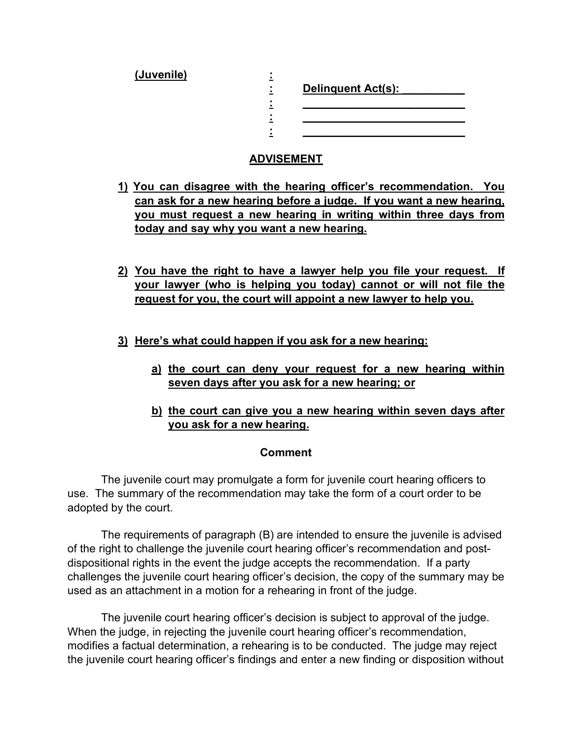**(Juvenile)** : **Delinquent Act(s): __________**

: ___________________________

: ___________________________

: ___________________________

## ADVISEMENT

1) **You can disagree with the hearing officer's recommendation. You can ask for a new hearing before a judge. If you want a new hearing, you must request a new hearing in writing within three days from today and say why you want a new hearing.**

2) **You have the right to have a lawyer help you file your request. If your lawyer (who is helping you today) cannot or will not file the request for you, the court will appoint a new lawyer to help you.**

3) **Here's what could happen if you ask for a new hearing:**

   a) **the court can deny your request for a new hearing within seven days after you ask for a new hearing; or**

   b) **the court can give you a new hearing within seven days after you ask for a new hearing.**

### Comment

The juvenile court may promulgate a form for juvenile court hearing officers to use. The summary of the recommendation may take the form of a court order to be adopted by the court.

The requirements of paragraph (B) are intended to ensure the juvenile is advised of the right to challenge the juvenile court hearing officer's recommendation and post-dispositional rights in the event the judge accepts the recommendation. If a party challenges the juvenile court hearing officer's decision, the copy of the summary may be used as an attachment in a motion for a rehearing in front of the judge.

The juvenile court hearing officer's decision is subject to approval of the judge. When the judge, in rejecting the juvenile court hearing officer's recommendation, modifies a factual determination, a rehearing is to be conducted. The judge may reject the juvenile court hearing officer's findings and enter a new finding or disposition without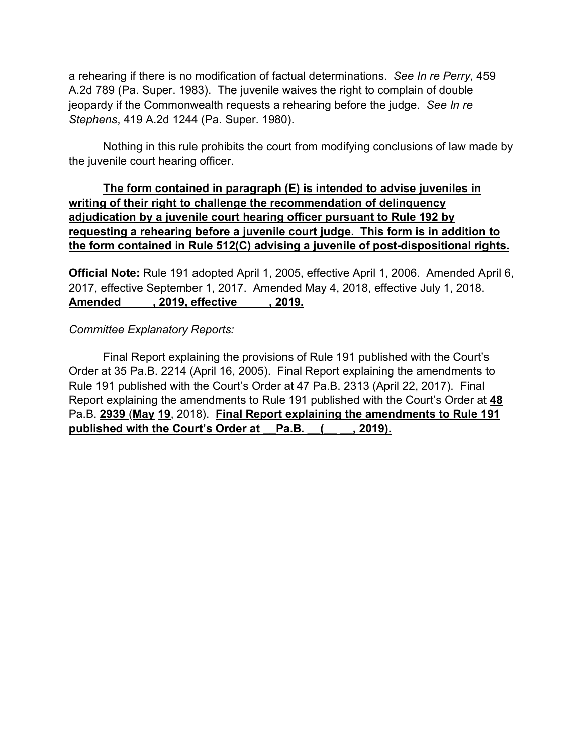a rehearing if there is no modification of factual determinations. *See In re Perry*, 459 A.2d 789 (Pa. Super. 1983). The juvenile waives the right to complain of double jeopardy if the Commonwealth requests a rehearing before the judge. *See In re Stephens*, 419 A.2d 1244 (Pa. Super. 1980).

Nothing in this rule prohibits the court from modifying conclusions of law made by the juvenile court hearing officer.

**The form contained in paragraph (E) is intended to advise juveniles in writing of their right to challenge the recommendation of delinquency adjudication by a juvenile court hearing officer pursuant to Rule 192 by requesting a rehearing before a juvenile court judge. This form is in addition to the form contained in Rule 512(C) advising a juvenile of post-dispositional rights.**

**Official Note:** Rule 191 adopted April 1, 2005, effective April 1, 2006. Amended April 6, 2017, effective September 1, 2017. Amended May 4, 2018, effective July 1, 2018. **Amended \_\_ \_\_, 2019, effective \_\_ \_\_, 2019.**

*Committee Explanatory Reports:*

Final Report explaining the provisions of Rule 191 published with the Court's Order at 35 Pa.B. 2214 (April 16, 2005). Final Report explaining the amendments to Rule 191 published with the Court's Order at 47 Pa.B. 2313 (April 22, 2017). Final Report explaining the amendments to Rule 191 published with the Court's Order at **48** Pa.B. **2939** (**May** **19**, 2018). **Final Report explaining the amendments to Rule 191 published with the Court's Order at \_\_ Pa.B. \_\_ (\_\_ \_\_, 2019).**